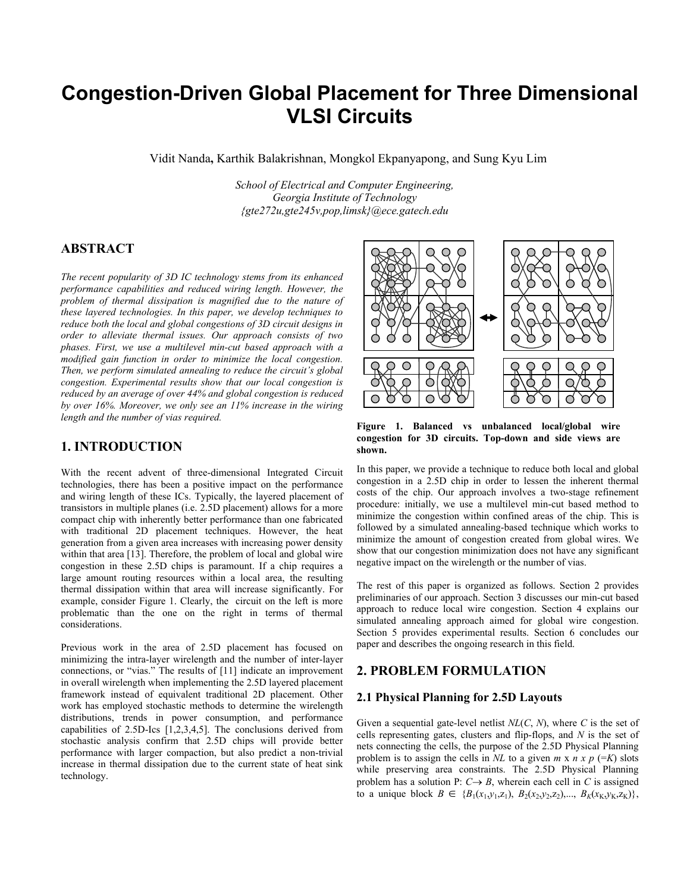# Congestion-Driven Global Placement for Three Dimensional VLSI Circuits

Vidit Nanda, Karthik Balakrishnan, Mongkol Ekpanyapong, and Sung Kyu Lim

*School of Electrical and Computer Engineering,*
*Georgia Institute of Technology*
*{gte272u,gte245v,pop,limsk}@ece.gatech.edu*

## ABSTRACT

*The recent popularity of 3D IC technology stems from its enhanced performance capabilities and reduced wiring length. However, the problem of thermal dissipation is magnified due to the nature of these layered technologies. In this paper, we develop techniques to reduce both the local and global congestions of 3D circuit designs in order to alleviate thermal issues. Our approach consists of two phases. First, we use a multilevel min-cut based approach with a modified gain function in order to minimize the local congestion. Then, we perform simulated annealing to reduce the circuit's global congestion. Experimental results show that our local congestion is reduced by an average of over 44% and global congestion is reduced by over 16%. Moreover, we only see an 11% increase in the wiring length and the number of vias required.*

## 1. INTRODUCTION

With the recent advent of three-dimensional Integrated Circuit technologies, there has been a positive impact on the performance and wiring length of these ICs. Typically, the layered placement of transistors in multiple planes (i.e. 2.5D placement) allows for a more compact chip with inherently better performance than one fabricated with traditional 2D placement techniques. However, the heat generation from a given area increases with increasing power density within that area [13]. Therefore, the problem of local and global wire congestion in these 2.5D chips is paramount. If a chip requires a large amount routing resources within a local area, the resulting thermal dissipation within that area will increase significantly. For example, consider Figure 1. Clearly, the circuit on the left is more problematic than the one on the right in terms of thermal considerations.

Previous work in the area of 2.5D placement has focused on minimizing the intra-layer wirelength and the number of inter-layer connections, or "vias." The results of [11] indicate an improvement in overall wirelength when implementing the 2.5D layered placement framework instead of equivalent traditional 2D placement. Other work has employed stochastic methods to determine the wirelength distributions, trends in power consumption, and performance capabilities of 2.5D-Ics [1,2,3,4,5]. The conclusions derived from stochastic analysis confirm that 2.5D chips will provide better performance with larger compaction, but also predict a non-trivial increase in thermal dissipation due to the current state of heat sink technology.

**Figure 1. Balanced vs unbalanced local/global wire congestion for 3D circuits. Top-down and side views are shown.**

In this paper, we provide a technique to reduce both local and global congestion in a 2.5D chip in order to lessen the inherent thermal costs of the chip. Our approach involves a two-stage refinement procedure: initially, we use a multilevel min-cut based method to minimize the congestion within confined areas of the chip. This is followed by a simulated annealing-based technique which works to minimize the amount of congestion created from global wires. We show that our congestion minimization does not have any significant negative impact on the wirelength or the number of vias.

The rest of this paper is organized as follows. Section 2 provides preliminaries of our approach. Section 3 discusses our min-cut based approach to reduce local wire congestion. Section 4 explains our simulated annealing approach aimed for global wire congestion. Section 5 provides experimental results. Section 6 concludes our paper and describes the ongoing research in this field.

## 2. PROBLEM FORMULATION

### 2.1 Physical Planning for 2.5D Layouts

Given a sequential gate-level netlist $NL(C, N)$, where $C$ is the set of cells representing gates, clusters and flip-flops, and $N$ is the set of nets connecting the cells, the purpose of the 2.5D Physical Planning problem is to assign the cells in $NL$ to a given $m \times n \times p$ (=$K$) slots while preserving area constraints. The 2.5D Physical Planning problem has a solution P: $C \rightarrow B$, wherein each cell in $C$ is assigned to a unique block $B \in \{B_1(x_1,y_1,z_1), B_2(x_2,y_2,z_2),..., B_K(x_K,y_K,z_K)\}$,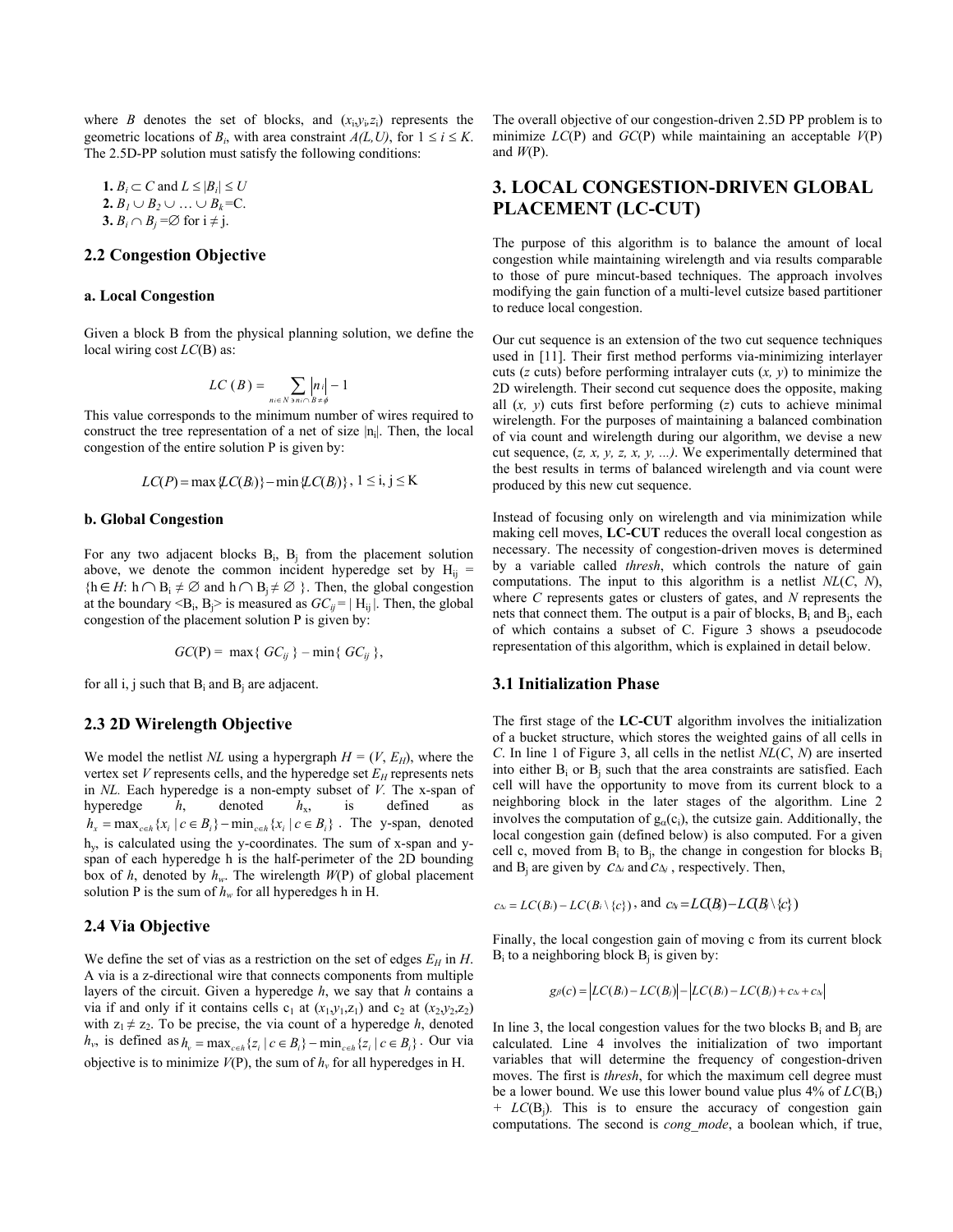where $B$ denotes the set of blocks, and $(x_i, y_i, z_i)$ represents the geometric locations of $B_i$, with area constraint $A(L,U)$, for $1 \leq i \leq K$. The 2.5D-PP solution must satisfy the following conditions:

1. $B_i \subset C$ and $L \leq |B_i| \leq U$
2. $B_1 \cup B_2 \cup \ldots \cup B_k = C$.
3. $B_i \cap B_j = \emptyset$ for $i \neq j$.

## 2.2 Congestion Objective

### a. Local Congestion

Given a block B from the physical planning solution, we define the local wiring cost $LC(B)$ as:

$$LC(B) = \sum_{n_i \in N \ni n_i \cap B \neq \phi} |n_i| - 1$$

This value corresponds to the minimum number of wires required to construct the tree representation of a net of size $|n_i|$. Then, the local congestion of the entire solution P is given by:

$$LC(P) = \max\{LC(B_i)\} - \min\{LC(B_j)\},\ 1 \leq i, j \leq K$$

### b. Global Congestion

For any two adjacent blocks $B_i$, $B_j$ from the placement solution above, we denote the common incident hyperedge set by $H_{ij} = \{h \in H: h \cap B_i \neq \emptyset \text{ and } h \cap B_j \neq \emptyset\}$. Then, the global congestion at the boundary $<B_i, B_j>$ is measured as $GC_{ij} = |H_{ij}|$. Then, the global congestion of the placement solution P is given by:

$$GC(P) = \max\{GC_{ij}\} - \min\{GC_{ij}\},$$

for all i, j such that $B_i$ and $B_j$ are adjacent.

## 2.3 2D Wirelength Objective

We model the netlist *NL* using a hypergraph $H = (V, E_H)$, where the vertex set $V$ represents cells, and the hyperedge set $E_H$ represents nets in *NL*. Each hyperedge is a non-empty subset of $V$. The x-span of hyperedge $h$, denoted $h_x$, is defined as $h_x = \max_{c \in h}\{x_i \mid c \in B_i\} - \min_{c \in h}\{x_i \mid c \in B_i\}$. The y-span, denoted $h_y$, is calculated using the y-coordinates. The sum of x-span and y-span of each hyperedge h is the half-perimeter of the 2D bounding box of $h$, denoted by $h_w$. The wirelength $W(P)$ of global placement solution P is the sum of $h_w$ for all hyperedges h in H.

## 2.4 Via Objective

We define the set of vias as a restriction on the set of edges $E_H$ in $H$. A via is a z-directional wire that connects components from multiple layers of the circuit. Given a hyperedge $h$, we say that $h$ contains a via if and only if it contains cells $c_1$ at $(x_1, y_1, z_1)$ and $c_2$ at $(x_2, y_2, z_2)$ with $z_1 \neq z_2$. To be precise, the via count of a hyperedge $h$, denoted $h_v$, is defined as $h_v = \max_{c \in h}\{z_i \mid c \in B_i\} - \min_{c \in h}\{z_i \mid c \in B_i\}$. Our via objective is to minimize $V(P)$, the sum of $h_v$ for all hyperedges in H.

The overall objective of our congestion-driven 2.5D PP problem is to minimize $LC(P)$ and $GC(P)$ while maintaining an acceptable $V(P)$ and $W(P)$.

# 3. LOCAL CONGESTION-DRIVEN GLOBAL PLACEMENT (LC-CUT)

The purpose of this algorithm is to balance the amount of local congestion while maintaining wirelength and via results comparable to those of pure mincut-based techniques. The approach involves modifying the gain function of a multi-level cutsize based partitioner to reduce local congestion.

Our cut sequence is an extension of the two cut sequence techniques used in [11]. Their first method performs via-minimizing interlayer cuts ($z$ cuts) before performing intralayer cuts ($x$, $y$) to minimize the 2D wirelength. Their second cut sequence does the opposite, making all ($x$, $y$) cuts first before performing ($z$) cuts to achieve minimal wirelength. For the purposes of maintaining a balanced combination of via count and wirelength during our algorithm, we devise a new cut sequence, ($z$, $x$, $y$, $z$, $x$, $y$, ...). We experimentally determined that the best results in terms of balanced wirelength and via count were produced by this new cut sequence.

Instead of focusing only on wirelength and via minimization while making cell moves, **LC-CUT** reduces the overall local congestion as necessary. The necessity of congestion-driven moves is determined by a variable called *thresh*, which controls the nature of gain computations. The input to this algorithm is a netlist $NL(C, N)$, where $C$ represents gates or clusters of gates, and $N$ represents the nets that connect them. The output is a pair of blocks, $B_i$ and $B_j$, each of which contains a subset of C. Figure 3 shows a pseudocode representation of this algorithm, which is explained in detail below.

## 3.1 Initialization Phase

The first stage of the **LC-CUT** algorithm involves the initialization of a bucket structure, which stores the weighted gains of all cells in $C$. In line 1 of Figure 3, all cells in the netlist $NL(C, N)$ are inserted into either $B_i$ or $B_j$ such that the area constraints are satisfied. Each cell will have the opportunity to move from its current block to a neighboring block in the later stages of the algorithm. Line 2 involves the computation of $g_\alpha(c_i)$, the cutsize gain. Additionally, the local congestion gain (defined below) is also computed. For a given cell c, moved from $B_i$ to $B_j$, the change in congestion for blocks $B_i$ and $B_j$ are given by $c_{\Delta i}$ and $c_{\Delta j}$, respectively. Then,

$$c_{\Delta i} = LC(B_i) - LC(B_i \setminus \{c\}), \text{ and } c_{\Delta j} = LC(B_j) - LC(B_j \setminus \{c\})$$

Finally, the local congestion gain of moving c from its current block $B_i$ to a neighboring block $B_j$ is given by:

$$g_\beta(c) = |LC(B_i) - LC(B_j)| - |LC(B_i) - LC(B_j) + c_{\Delta i} + c_{\Delta j}|$$

In line 3, the local congestion values for the two blocks $B_i$ and $B_j$ are calculated. Line 4 involves the initialization of two important variables that will determine the frequency of congestion-driven moves. The first is *thresh*, for which the maximum cell degree must be a lower bound. We use this lower bound value plus 4% of $LC(B_i)$ + $LC(B_j)$. This is to ensure the accuracy of congestion gain computations. The second is *cong_mode*, a boolean which, if true,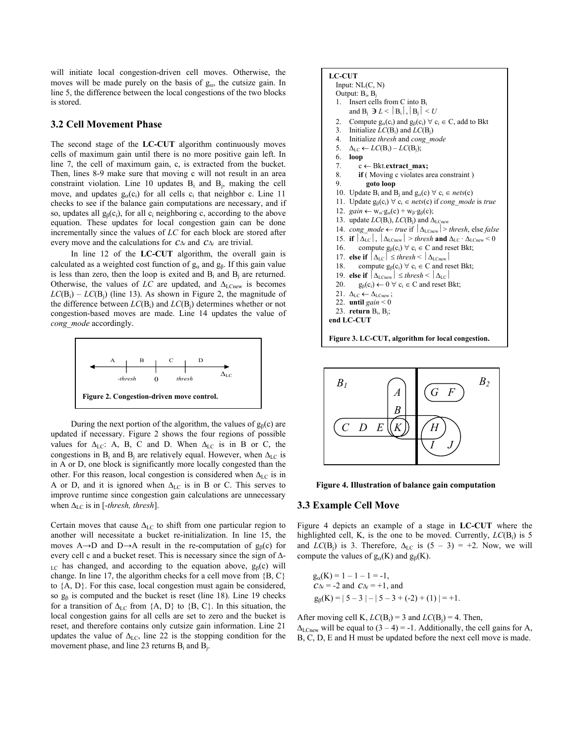will initiate local congestion-driven cell moves. Otherwise, the moves will be made purely on the basis of $g_\alpha$, the cutsize gain. In line 5, the difference between the local congestions of the two blocks is stored.

### 3.2 Cell Movement Phase

The second stage of the **LC-CUT** algorithm continuously moves cells of maximum gain until there is no more positive gain left. In line 7, the cell of maximum gain, c, is extracted from the bucket. Then, lines 8-9 make sure that moving c will not result in an area constraint violation. Line 10 updates $B_i$ and $B_j$, making the cell move, and updates $g_\alpha(c_i)$ for all cells $c_i$ that neighbor c. Line 11 checks to see if the balance gain computations are necessary, and if so, updates all $g_\beta(c_i)$, for all $c_i$ neighboring c, according to the above equation. These updates for local congestion gain can be done incrementally since the values of *LC* for each block are stored after every move and the calculations for $c_{\Delta i}$ and $c_{\Delta j}$ are trivial.

In line 12 of the **LC-CUT** algorithm, the overall gain is calculated as a weighted cost function of $g_\alpha$ and $g_\beta$. If this gain value is less than zero, then the loop is exited and $B_i$ and $B_j$ are returned. Otherwise, the values of *LC* are updated, and $\Delta_{LCnew}$ is becomes $LC(B_i) - LC(B_j)$ (line 13). As shown in Figure 2, the magnitude of the difference between $LC(B_i)$ and $LC(B_j)$ determines whether or not congestion-based moves are made. Line 14 updates the value of *cong_mode* accordingly.

Figure 2. Congestion-driven move control.

During the next portion of the algorithm, the values of $g_\beta(c)$ are updated if necessary. Figure 2 shows the four regions of possible values for $\Delta_{LC}$: A, B, C and D. When $\Delta_{LC}$ is in B or C, the congestions in $B_i$ and $B_j$ are relatively equal. However, when $\Delta_{LC}$ is in A or D, one block is significantly more locally congested than the other. For this reason, local congestion is considered when $\Delta_{LC}$ is in A or D, and it is ignored when $\Delta_{LC}$ is in B or C. This serves to improve runtime since congestion gain calculations are unnecessary when $\Delta_{LC}$ is in [*-thresh, thresh*].

Certain moves that cause $\Delta_{LC}$ to shift from one particular region to another will necessitate a bucket re-initialization. In line 15, the moves A→D and D→A result in the re-computation of $g_\beta(c)$ for every cell c and a bucket reset. This is necessary since the sign of $\Delta_{LC}$ has changed, and according to the equation above, $g_\beta(c)$ will change. In line 17, the algorithm checks for a cell move from {B, C} to {A, D}. For this case, local congestion must again be considered, so $g_\beta$ is computed and the bucket is reset (line 18). Line 19 checks for a transition of $\Delta_{LC}$ from {A, D} to {B, C}. In this situation, the local congestion gains for all cells are set to zero and the bucket is reset, and therefore contains only cutsize gain information. Line 21 updates the value of $\Delta_{LC}$, line 22 is the stopping condition for the movement phase, and line 23 returns $B_i$ and $B_j$.

```
LC-CUT
  Input: NL(C, N)
  Output: B_i, B_j
  1.  Insert cells from C into B_i
      and B_j ∋ L < |B_i|, |B_j| < U
  2.  Compute g_α(c_i) and g_β(c_i) ∀ c_i ∈ C, add to Bkt
  3.  Initialize LC(B_i) and LC(B_j)
  4.  Initialize thresh and cong_mode
  5.  Δ_LC ← LC(B_i) – LC(B_j);
  6.  loop
  7.      c ← Bkt.extract_max;
  8.      if ( Moving c violates area constraint )
  9.          goto loop
  10. Update B_i and B_j and g_α(c) ∀ c ∈ nets(c)
  11. Update g_β(c_i) ∀ c_i ∈ nets(c) if cong_mode is true
  12. gain ← w_α·g_α(c) + w_β·g_β(c);
  13. update LC(B_i), LC(B_j) and Δ_LCnew
  14. cong_mode ← true if |Δ_LCnew| > thresh, else false
  15. if |Δ_LC|, |Δ_LCnew| > thresh and Δ_LC · Δ_LCnew < 0
  16.     compute g_β(c_i) ∀ c_i ∈ C and reset Bkt;
  17. else if |Δ_LC| ≤ thresh < |Δ_LCnew|
  18.     compute g_β(c_i) ∀ c_i ∈ C and reset Bkt;
  19. else if |Δ_LCnew| ≤ thresh < |Δ_LC|
  20.     g_β(c_i) ← 0 ∀ c_i ∈ C and reset Bkt;
  21. Δ_LC ← Δ_LCnew ;
  22. until gain < 0
  23. return B_i, B_j;
end LC-CUT
```

**Figure 3. LC-CUT, algorithm for local congestion.**

**Figure 4. Illustration of balance gain computation**

### 3.3 Example Cell Move

Figure 4 depicts an example of a stage in **LC-CUT** where the highlighted cell, K, is the one to be moved. Currently, $LC(B_i)$ is 5 and $LC(B_j)$ is 3. Therefore, $\Delta_{LC}$ is $(5 - 3) = +2$. Now, we will compute the values of $g_\alpha(K)$ and $g_\beta(K)$.

$$g_\alpha(K) = 1 - 1 - 1 = -1,$$
$$c_{\Delta i} = -2 \text{ and } c_{\Delta j} = +1, \text{ and}$$
$$g_\beta(K) = |\,5 - 3\,| - |\,5 - 3 + (-2) + (1)\,| = +1.$$

After moving cell K, $LC(B_i) = 3$ and $LC(B_j) = 4$. Then, $\Delta_{LCnew}$ will be equal to $(3 - 4) = -1$. Additionally, the cell gains for A, B, C, D, E and H must be updated before the next cell move is made.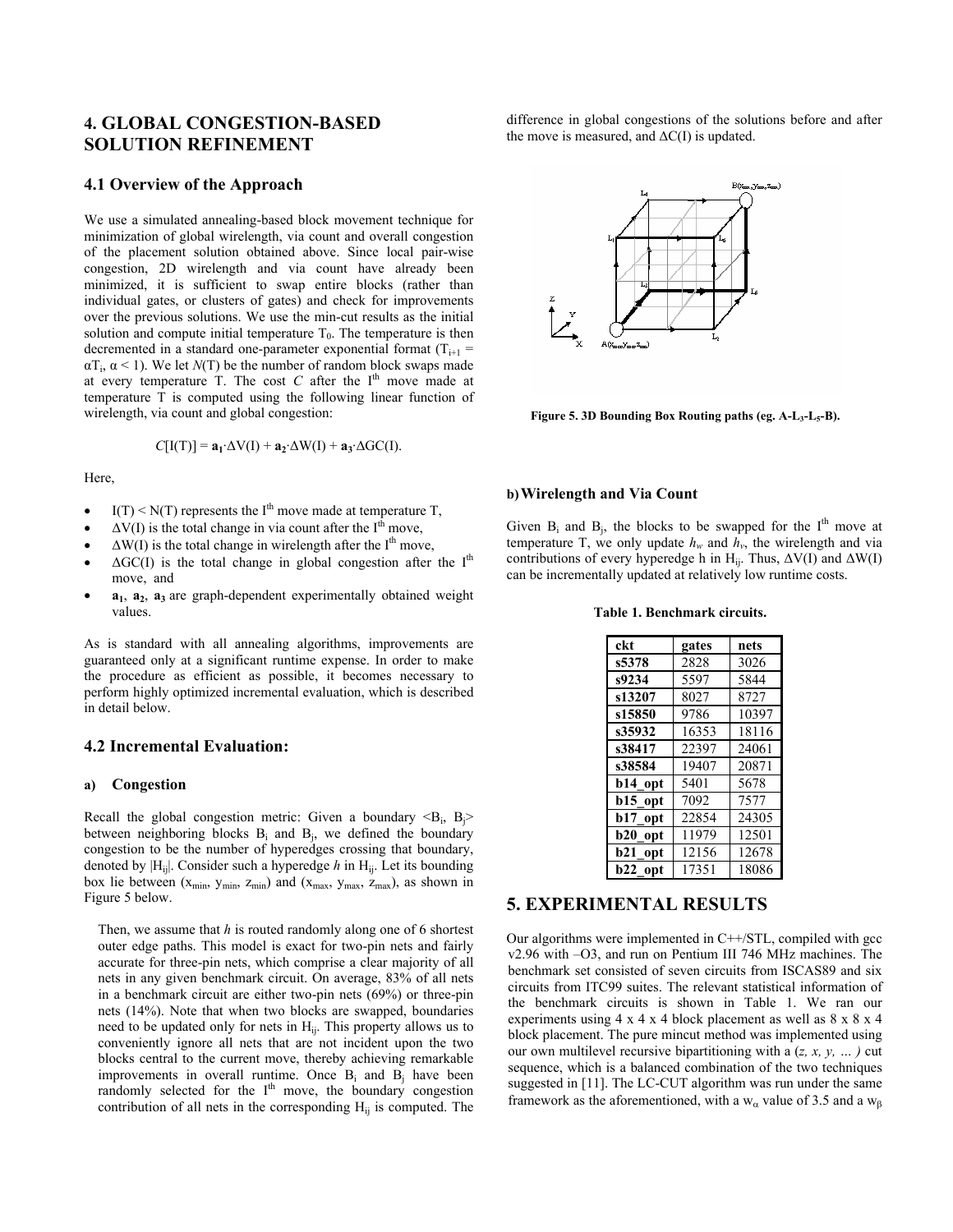## 4. GLOBAL CONGESTION-BASED SOLUTION REFINEMENT

### 4.1 Overview of the Approach

We use a simulated annealing-based block movement technique for minimization of global wirelength, via count and overall congestion of the placement solution obtained above. Since local pair-wise congestion, 2D wirelength and via count have already been minimized, it is sufficient to swap entire blocks (rather than individual gates, or clusters of gates) and check for improvements over the previous solutions. We use the min-cut results as the initial solution and compute initial temperature $T_0$. The temperature is then decremented in a standard one-parameter exponential format ($T_{i+1} = \alpha T_i$, $\alpha < 1$). We let $N(T)$ be the number of random block swaps made at every temperature T. The cost $C$ after the $I^{th}$ move made at temperature T is computed using the following linear function of wirelength, via count and global congestion:

$$C[I(T)] = \mathbf{a_1} \cdot \Delta V(I) + \mathbf{a_2} \cdot \Delta W(I) + \mathbf{a_3} \cdot \Delta GC(I).$$

Here,

- $I(T) < N(T)$ represents the $I^{th}$ move made at temperature T,
- $\Delta V(I)$ is the total change in via count after the $I^{th}$ move,
- $\Delta W(I)$ is the total change in wirelength after the $I^{th}$ move,
- $\Delta GC(I)$ is the total change in global congestion after the $I^{th}$ move, and
- $\mathbf{a_1}$, $\mathbf{a_2}$, $\mathbf{a_3}$ are graph-dependent experimentally obtained weight values.

As is standard with all annealing algorithms, improvements are guaranteed only at a significant runtime expense. In order to make the procedure as efficient as possible, it becomes necessary to perform highly optimized incremental evaluation, which is described in detail below.

### 4.2 Incremental Evaluation:

#### a) Congestion

Recall the global congestion metric: Given a boundary $<B_i, B_j>$ between neighboring blocks $B_i$ and $B_j$, we defined the boundary congestion to be the number of hyperedges crossing that boundary, denoted by $|H_{ij}|$. Consider such a hyperedge $h$ in $H_{ij}$. Let its bounding box lie between ($x_{min}$, $y_{min}$, $z_{min}$) and ($x_{max}$, $y_{max}$, $z_{max}$), as shown in Figure 5 below.

Then, we assume that $h$ is routed randomly along one of 6 shortest outer edge paths. This model is exact for two-pin nets and fairly accurate for three-pin nets, which comprise a clear majority of all nets in any given benchmark circuit. On average, 83% of all nets in a benchmark circuit are either two-pin nets (69%) or three-pin nets (14%). Note that when two blocks are swapped, boundaries need to be updated only for nets in $H_{ij}$. This property allows us to conveniently ignore all nets that are not incident upon the two blocks central to the current move, thereby achieving remarkable improvements in overall runtime. Once $B_i$ and $B_j$ have been randomly selected for the $I^{th}$ move, the boundary congestion contribution of all nets in the corresponding $H_{ij}$ is computed. The difference in global congestions of the solutions before and after the move is measured, and $\Delta C(I)$ is updated.

**Figure 5. 3D Bounding Box Routing paths (eg. A-L$_3$-L$_5$-B).**

#### b) Wirelength and Via Count

Given $B_i$ and $B_j$, the blocks to be swapped for the $I^{th}$ move at temperature T, we only update $h_w$ and $h_v$, the wirelength and via contributions of every hyperedge h in $H_{ij}$. Thus, $\Delta V(I)$ and $\Delta W(I)$ can be incrementally updated at relatively low runtime costs.

**Table 1. Benchmark circuits.**

| ckt | gates | nets |
|---|---|---|
| **s5378** | 2828 | 3026 |
| **s9234** | 5597 | 5844 |
| **s13207** | 8027 | 8727 |
| **s15850** | 9786 | 10397 |
| **s35932** | 16353 | 18116 |
| **s38417** | 22397 | 24061 |
| **s38584** | 19407 | 20871 |
| **b14_opt** | 5401 | 5678 |
| **b15_opt** | 7092 | 7577 |
| **b17_opt** | 22854 | 24305 |
| **b20_opt** | 11979 | 12501 |
| **b21_opt** | 12156 | 12678 |
| **b22_opt** | 17351 | 18086 |

## 5. EXPERIMENTAL RESULTS

Our algorithms were implemented in C++/STL, compiled with gcc v2.96 with –O3, and run on Pentium III 746 MHz machines. The benchmark set consisted of seven circuits from ISCAS89 and six circuits from ITC99 suites. The relevant statistical information of the benchmark circuits is shown in Table 1. We ran our experiments using 4 x 4 x 4 block placement as well as 8 x 8 x 4 block placement. The pure mincut method was implemented using our own multilevel recursive bipartitioning with a (*z, x, y, … )* cut sequence, which is a balanced combination of the two techniques suggested in [11]. The LC-CUT algorithm was run under the same framework as the aforementioned, with a $w_\alpha$ value of 3.5 and a $w_\beta$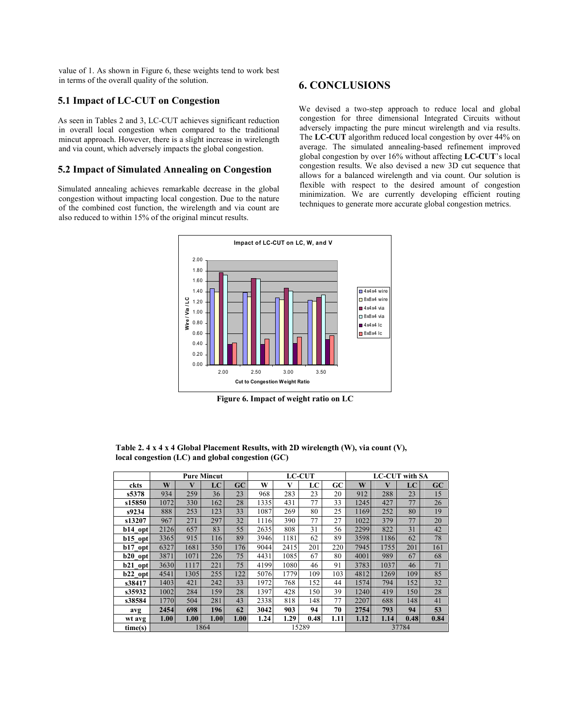value of 1. As shown in Figure 6, these weights tend to work best in terms of the overall quality of the solution.

### 5.1 Impact of LC-CUT on Congestion

As seen in Tables 2 and 3, LC-CUT achieves significant reduction in overall local congestion when compared to the traditional mincut approach. However, there is a slight increase in wirelength and via count, which adversely impacts the global congestion.

### 5.2 Impact of Simulated Annealing on Congestion

Simulated annealing achieves remarkable decrease in the global congestion without impacting local congestion. Due to the nature of the combined cost function, the wirelength and via count are also reduced to within 15% of the original mincut results.

## 6. CONCLUSIONS

We devised a two-step approach to reduce local and global congestion for three dimensional Integrated Circuits without adversely impacting the pure mincut wirelength and via results. The **LC-CUT** algorithm reduced local congestion by over 44% on average. The simulated annealing-based refinement improved global congestion by over 16% without affecting **LC-CUT**'s local congestion results. We also devised a new 3D cut sequence that allows for a balanced wirelength and via count. Our solution is flexible with respect to the desired amount of congestion minimization. We are currently developing efficient routing techniques to generate more accurate global congestion metrics.

**Figure 6. Impact of weight ratio on LC**

**Table 2. 4 x 4 x 4 Global Placement Results, with 2D wirelength (W), via count (V), local congestion (LC) and global congestion (GC)**

| | Pure Mincut | | | | LC-CUT | | | | LC-CUT with SA | | | |
|---|---|---|---|---|---|---|---|---|---|---|---|---|
| **ckts** | **W** | **V** | **LC** | **GC** | **W** | **V** | **LC** | **GC** | **W** | **V** | **LC** | **GC** |
| **s5378** | 934 | 259 | 36 | 23 | 968 | 283 | 23 | 20 | 912 | 288 | 23 | 15 |
| **s15850** | 1072 | 330 | 162 | 28 | 1335 | 431 | 77 | 33 | 1245 | 427 | 77 | 26 |
| **s9234** | 888 | 253 | 123 | 33 | 1087 | 269 | 80 | 25 | 1169 | 252 | 80 | 19 |
| **s13207** | 967 | 271 | 297 | 32 | 1116 | 390 | 77 | 27 | 1022 | 379 | 77 | 20 |
| **b14_opt** | 2126 | 657 | 83 | 55 | 2635 | 808 | 31 | 56 | 2299 | 822 | 31 | 42 |
| **b15_opt** | 3365 | 915 | 116 | 89 | 3946 | 1181 | 62 | 89 | 3598 | 1186 | 62 | 78 |
| **b17_opt** | 6327 | 1681 | 350 | 176 | 9044 | 2415 | 201 | 220 | 7945 | 1755 | 201 | 161 |
| **b20_opt** | 3871 | 1071 | 226 | 75 | 4431 | 1085 | 67 | 80 | 4001 | 989 | 67 | 68 |
| **b21_opt** | 3630 | 1117 | 221 | 75 | 4199 | 1080 | 46 | 91 | 3783 | 1037 | 46 | 71 |
| **b22_opt** | 4541 | 1305 | 255 | 122 | 5076 | 1779 | 109 | 103 | 4812 | 1269 | 109 | 85 |
| **s38417** | 1403 | 421 | 242 | 33 | 1972 | 768 | 152 | 44 | 1574 | 794 | 152 | 32 |
| **s35932** | 1002 | 284 | 159 | 28 | 1397 | 428 | 150 | 39 | 1240 | 419 | 150 | 28 |
| **s38584** | 1770 | 504 | 281 | 43 | 2338 | 818 | 148 | 77 | 2207 | 688 | 148 | 41 |
| **avg** | **2454** | **698** | **196** | **62** | **3042** | **903** | **94** | **70** | **2754** | **793** | **94** | **53** |
| **wt avg** | **1.00** | **1.00** | **1.00** | **1.00** | **1.24** | **1.29** | **0.48** | **1.11** | **1.12** | **1.14** | **0.48** | **0.84** |
| **time(s)** | 1864 | | | | 15289 | | | | 37784 | | | |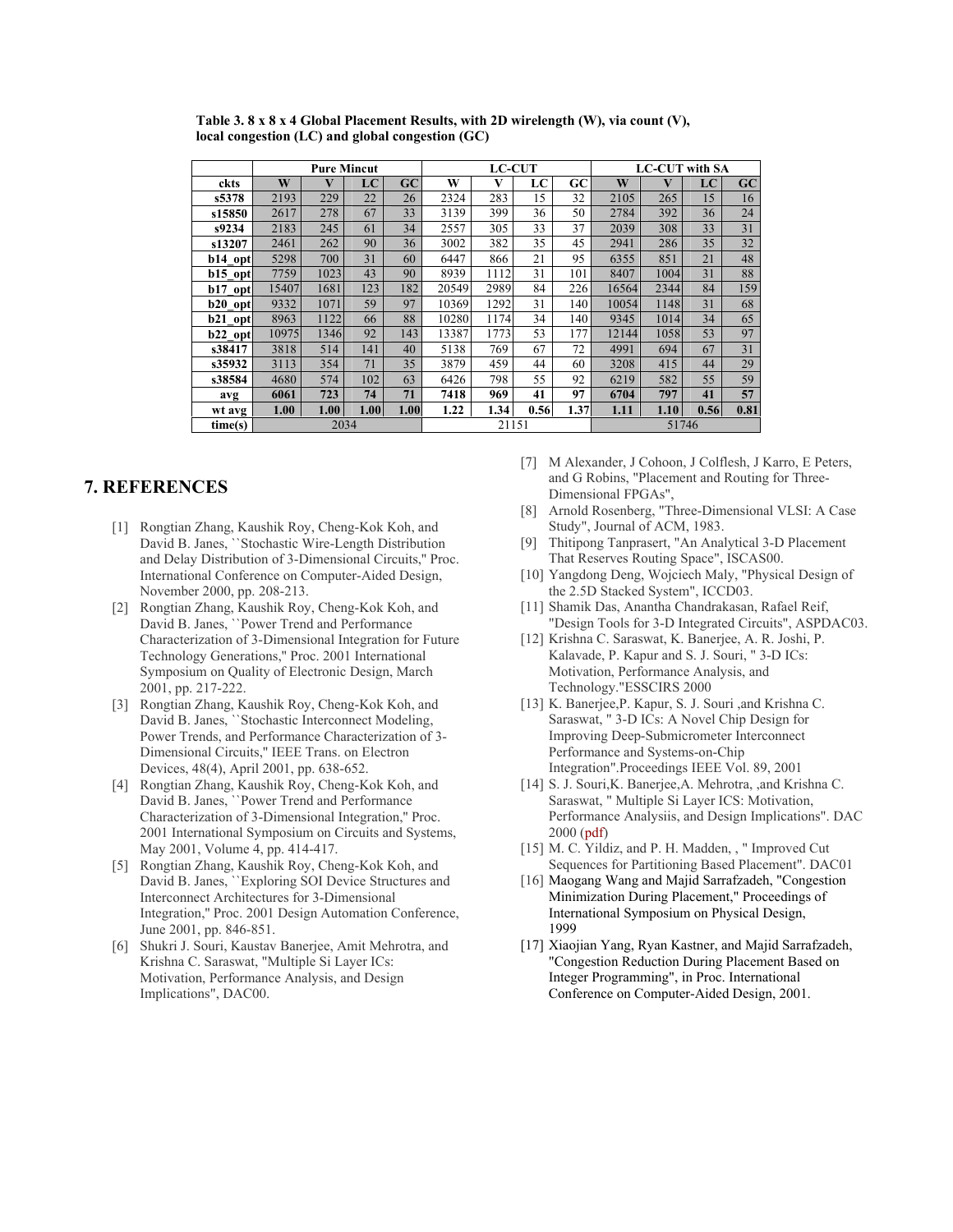**Table 3. 8 x 8 x 4 Global Placement Results, with 2D wirelength (W), via count (V), local congestion (LC) and global congestion (GC)**

| | Pure Mincut | | | | LC-CUT | | | | LC-CUT with SA | | | |
|---|---|---|---|---|---|---|---|---|---|---|---|---|
| **ckts** | **W** | **V** | **LC** | **GC** | **W** | **V** | **LC** | **GC** | **W** | **V** | **LC** | **GC** |
| **s5378** | 2193 | 229 | 22 | 26 | 2324 | 283 | 15 | 32 | 2105 | 265 | 15 | 16 |
| **s15850** | 2617 | 278 | 67 | 33 | 3139 | 399 | 36 | 50 | 2784 | 392 | 36 | 24 |
| **s9234** | 2183 | 245 | 61 | 34 | 2557 | 305 | 33 | 37 | 2039 | 308 | 33 | 31 |
| **s13207** | 2461 | 262 | 90 | 36 | 3002 | 382 | 35 | 45 | 2941 | 286 | 35 | 32 |
| **b14_opt** | 5298 | 700 | 31 | 60 | 6447 | 866 | 21 | 95 | 6355 | 851 | 21 | 48 |
| **b15_opt** | 7759 | 1023 | 43 | 90 | 8939 | 1112 | 31 | 101 | 8407 | 1004 | 31 | 88 |
| **b17_opt** | 15407 | 1681 | 123 | 182 | 20549 | 2989 | 84 | 226 | 16564 | 2344 | 84 | 159 |
| **b20_opt** | 9332 | 1071 | 59 | 97 | 10369 | 1292 | 31 | 140 | 10054 | 1148 | 31 | 68 |
| **b21_opt** | 8963 | 1122 | 66 | 88 | 10280 | 1174 | 34 | 140 | 9345 | 1014 | 34 | 65 |
| **b22_opt** | 10975 | 1346 | 92 | 143 | 13387 | 1773 | 53 | 177 | 12144 | 1058 | 53 | 97 |
| **s38417** | 3818 | 514 | 141 | 40 | 5138 | 769 | 67 | 72 | 4991 | 694 | 67 | 31 |
| **s35932** | 3113 | 354 | 71 | 35 | 3879 | 459 | 44 | 60 | 3208 | 415 | 44 | 29 |
| **s38584** | 4680 | 574 | 102 | 63 | 6426 | 798 | 55 | 92 | 6219 | 582 | 55 | 59 |
| **avg** | **6061** | **723** | **74** | **71** | **7418** | **969** | **41** | **97** | **6704** | **797** | **41** | **57** |
| **wt avg** | **1.00** | **1.00** | **1.00** | **1.00** | **1.22** | **1.34** | **0.56** | **1.37** | **1.11** | **1.10** | **0.56** | **0.81** |
| **time(s)** | 2034 | | | | 21151 | | | | 51746 | | | |

## 7. REFERENCES

[1] Rongtian Zhang, Kaushik Roy, Cheng-Kok Koh, and David B. Janes, ``Stochastic Wire-Length Distribution and Delay Distribution of 3-Dimensional Circuits," Proc. International Conference on Computer-Aided Design, November 2000, pp. 208-213.

[2] Rongtian Zhang, Kaushik Roy, Cheng-Kok Koh, and David B. Janes, ``Power Trend and Performance Characterization of 3-Dimensional Integration for Future Technology Generations," Proc. 2001 International Symposium on Quality of Electronic Design, March 2001, pp. 217-222.

[3] Rongtian Zhang, Kaushik Roy, Cheng-Kok Koh, and David B. Janes, ``Stochastic Interconnect Modeling, Power Trends, and Performance Characterization of 3-Dimensional Circuits," IEEE Trans. on Electron Devices, 48(4), April 2001, pp. 638-652.

[4] Rongtian Zhang, Kaushik Roy, Cheng-Kok Koh, and David B. Janes, ``Power Trend and Performance Characterization of 3-Dimensional Integration," Proc. 2001 International Symposium on Circuits and Systems, May 2001, Volume 4, pp. 414-417.

[5] Rongtian Zhang, Kaushik Roy, Cheng-Kok Koh, and David B. Janes, ``Exploring SOI Device Structures and Interconnect Architectures for 3-Dimensional Integration," Proc. 2001 Design Automation Conference, June 2001, pp. 846-851.

[6] Shukri J. Souri, Kaustav Banerjee, Amit Mehrotra, and Krishna C. Saraswat, "Multiple Si Layer ICs: Motivation, Performance Analysis, and Design Implications", DAC00.

[7] M Alexander, J Cohoon, J Colflesh, J Karro, E Peters, and G Robins, "Placement and Routing for Three-Dimensional FPGAs",

[8] Arnold Rosenberg, "Three-Dimensional VLSI: A Case Study", Journal of ACM, 1983.

[9] Thitipong Tanprasert, "An Analytical 3-D Placement That Reserves Routing Space", ISCAS00.

[10] Yangdong Deng, Wojciech Maly, "Physical Design of the 2.5D Stacked System", ICCD03.

[11] Shamik Das, Anantha Chandrakasan, Rafael Reif, "Design Tools for 3-D Integrated Circuits", ASPDAC03.

[12] Krishna C. Saraswat, K. Banerjee, A. R. Joshi, P. Kalavade, P. Kapur and S. J. Souri, " 3-D ICs: Motivation, Performance Analysis, and Technology."ESSCIRS 2000

[13] K. Banerjee,P. Kapur, S. J. Souri ,and Krishna C. Saraswat, " 3-D ICs: A Novel Chip Design for Improving Deep-Submicrometer Interconnect Performance and Systems-on-Chip Integration".Proceedings IEEE Vol. 89, 2001

[14] S. J. Souri,K. Banerjee,A. Mehrotra, ,and Krishna C. Saraswat, " Multiple Si Layer ICS: Motivation, Performance Analysysis, and Design Implications". DAC 2000 (pdf)

[15] M. C. Yildiz, and P. H. Madden, , " Improved Cut Sequences for Partitioning Based Placement". DAC01

[16] Maogang Wang and Majid Sarrafzadeh, "Congestion Minimization During Placement," Proceedings of International Symposium on Physical Design, 1999

[17] Xiaojian Yang, Ryan Kastner, and Majid Sarrafzadeh, "Congestion Reduction During Placement Based on Integer Programming", in Proc. International Conference on Computer-Aided Design, 2001.